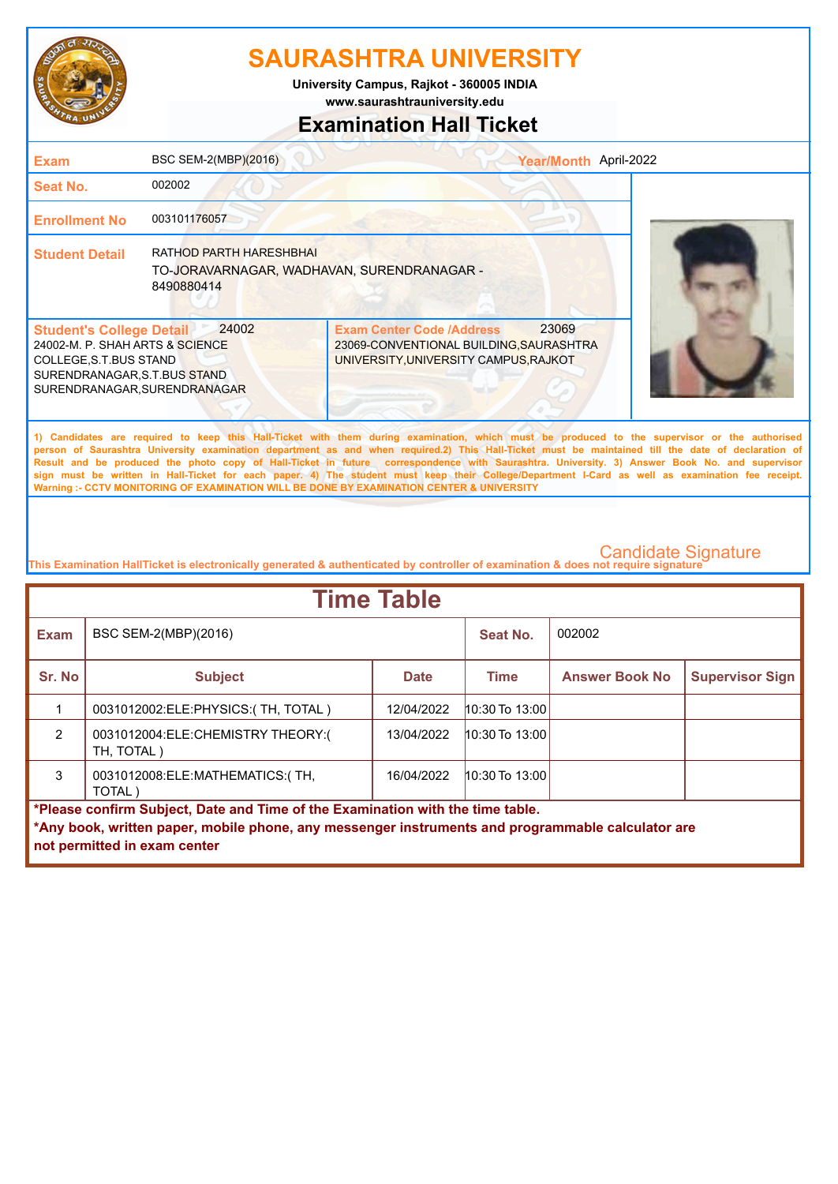# SAURASHTRA UNIVERSITY

**University Campus, Rajkot - 360005 INDIA**
**www.saurashtrauniversity.edu**

## Examination Hall Ticket

| | | | |
|---|---|---|---|
| **Exam** | BSC SEM-2(MBP)(2016) | **Year/Month** | April-2022 |
| **Seat No.** | 002002 | | |
| **Enrollment No** | 003101176057 | | |
| **Student Detail** | RATHOD PARTH HARESHBHAI<br>TO-JORAVARNAGAR, WADHAVAN, SURENDRANAGAR - 8490880414 | | |
| **Student's College Detail** 24002 | 24002-M. P. SHAH ARTS & SCIENCE COLLEGE,S.T.BUS STAND SURENDRANAGAR,S.T.BUS STAND SURENDRANAGAR,SURENDRANAGAR | **Exam Center Code /Address** 23069 | 23069-CONVENTIONAL BUILDING,SAURASHTRA UNIVERSITY,UNIVERSITY CAMPUS,RAJKOT |

1) Candidates are required to keep this Hall-Ticket with them during examination, which must be produced to the supervisor or the authorised person of Saurashtra University examination department as and when required.2) This Hall-Ticket must be maintained till the date of declaration of Result and be produced the photo copy of Hall-Ticket in future correspondence with Saurashtra. University. 3) Answer Book No. and supervisor sign must be written in Hall-Ticket for each paper. 4) The student must keep their College/Department I-Card as well as examination fee receipt.
Warning :- CCTV MONITORING OF EXAMINATION WILL BE DONE BY EXAMINATION CENTER & UNIVERSITY

Candidate Signature

This Examination HallTicket is electronically generated & authenticated by controller of examination & does not require signature

## Time Table

| **Exam** | BSC SEM-2(MBP)(2016) | | **Seat No.** | 002002 | |
|---|---|---|---|---|---|
| **Sr. No** | **Subject** | **Date** | **Time** | **Answer Book No** | **Supervisor Sign** |
| 1 | 0031012002:ELE:PHYSICS:( TH, TOTAL ) | 12/04/2022 | 10:30 To 13:00 | | |
| 2 | 0031012004:ELE:CHEMISTRY THEORY:( TH, TOTAL ) | 13/04/2022 | 10:30 To 13:00 | | |
| 3 | 0031012008:ELE:MATHEMATICS:( TH, TOTAL ) | 16/04/2022 | 10:30 To 13:00 | | |

**\*Please confirm Subject, Date and Time of the Examination with the time table.**
**\*Any book, written paper, mobile phone, any messenger instruments and programmable calculator are not permitted in exam center**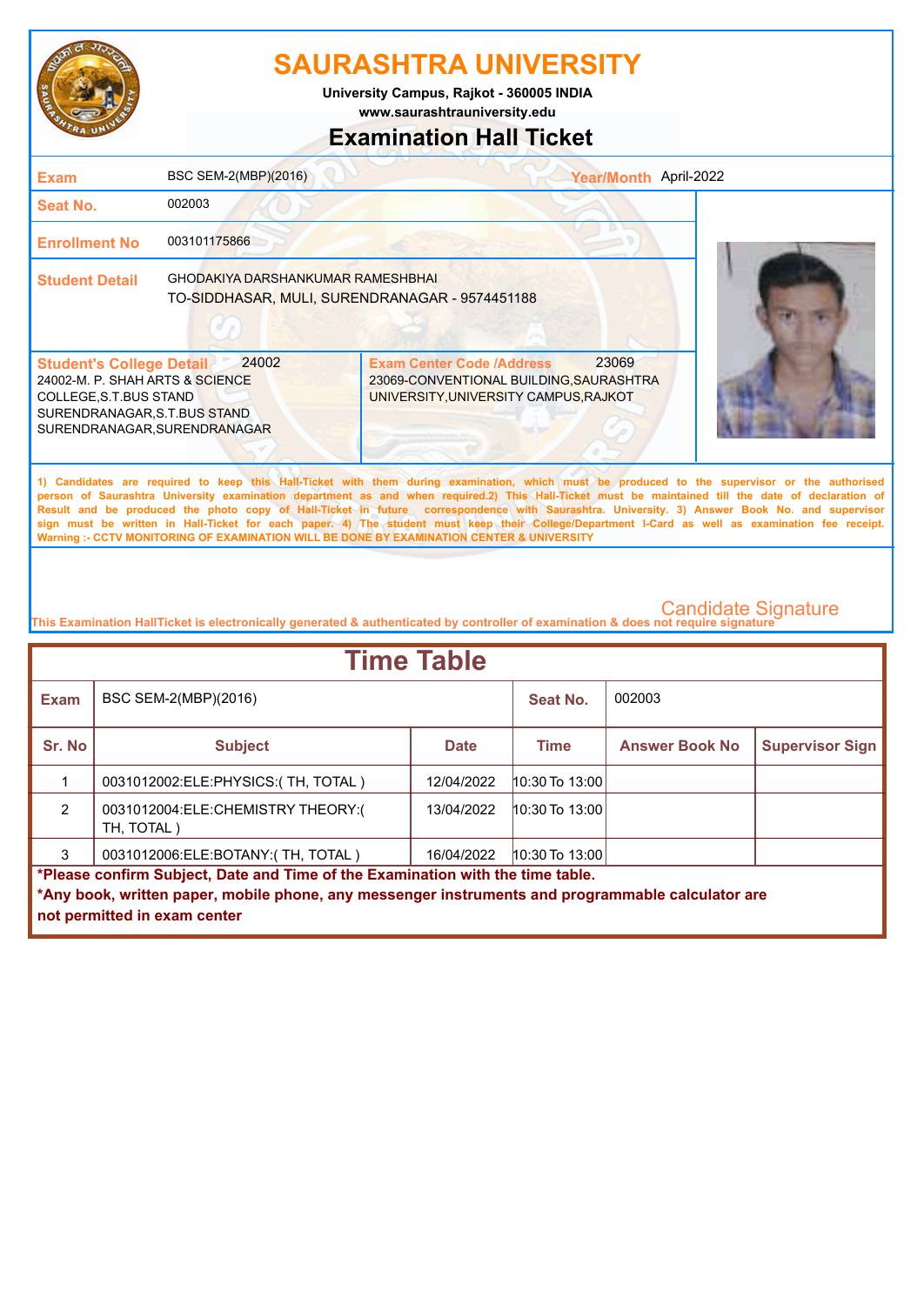# SAURASHTRA UNIVERSITY

**University Campus, Rajkot - 360005 INDIA**
**www.saurashtrauniversity.edu**

## Examination Hall Ticket

| | | | |
|---|---|---|---|
| **Exam** | BSC SEM-2(MBP)(2016) | **Year/Month** | April-2022 |
| **Seat No.** | 002003 | | |
| **Enrollment No** | 003101175866 | | |
| **Student Detail** | GHODAKIYA DARSHANKUMAR RAMESHBHAI<br>TO-SIDDHASAR, MULI, SURENDRANAGAR - 9574451188 | | |

| **Student's College Detail** 24002 | **Exam Center Code /Address** 23069 |
|---|---|
| 24002-M. P. SHAH ARTS & SCIENCE COLLEGE,S.T.BUS STAND SURENDRANAGAR,S.T.BUS STAND SURENDRANAGAR,SURENDRANAGAR | 23069-CONVENTIONAL BUILDING,SAURASHTRA UNIVERSITY,UNIVERSITY CAMPUS,RAJKOT |

**1) Candidates are required to keep this Hall-Ticket with them during examination, which must be produced to the supervisor or the authorised person of Saurashtra University examination department as and when required.2) This Hall-Ticket must be maintained till the date of declaration of Result and be produced the photo copy of Hall-Ticket in future correspondence with Saurashtra. University. 3) Answer Book No. and supervisor sign must be written in Hall-Ticket for each paper. 4) The student must keep their College/Department I-Card as well as examination fee receipt. Warning :- CCTV MONITORING OF EXAMINATION WILL BE DONE BY EXAMINATION CENTER & UNIVERSITY**

Candidate Signature

This Examination HallTicket is electronically generated & authenticated by controller of examination & does not require signature

## Time Table

| **Exam** | BSC SEM-2(MBP)(2016) | | **Seat No.** | 002003 | |
|---|---|---|---|---|---|
| **Sr. No** | **Subject** | **Date** | **Time** | **Answer Book No** | **Supervisor Sign** |
| 1 | 0031012002:ELE:PHYSICS:( TH, TOTAL ) | 12/04/2022 | 10:30 To 13:00 | | |
| 2 | 0031012004:ELE:CHEMISTRY THEORY:( TH, TOTAL ) | 13/04/2022 | 10:30 To 13:00 | | |
| 3 | 0031012006:ELE:BOTANY:( TH, TOTAL ) | 16/04/2022 | 10:30 To 13:00 | | |

**\*Please confirm Subject, Date and Time of the Examination with the time table.**
**\*Any book, written paper, mobile phone, any messenger instruments and programmable calculator are not permitted in exam center**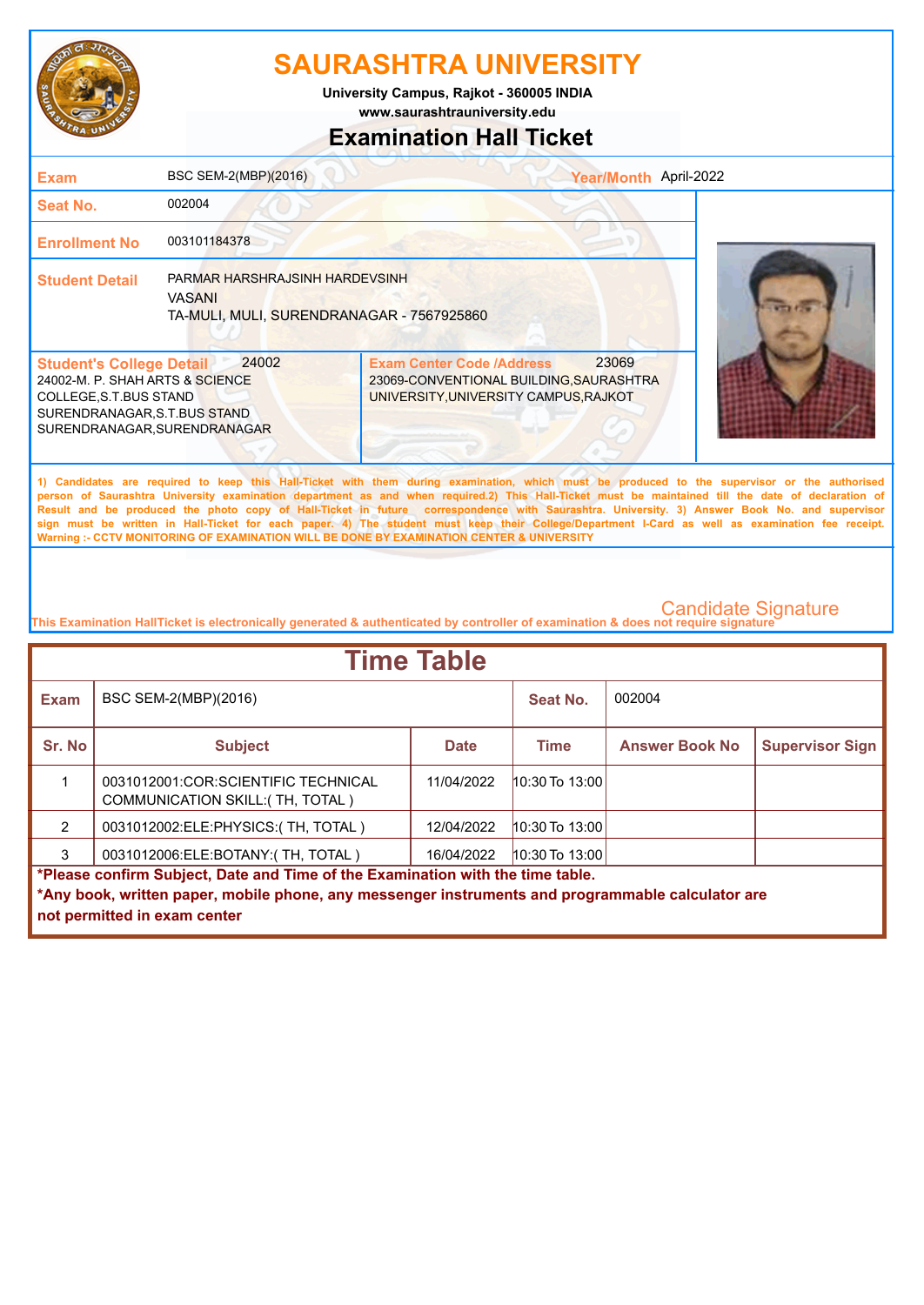# SAURASHTRA UNIVERSITY

**University Campus, Rajkot - 360005 INDIA**
**www.saurashtrauniversity.edu**

## Examination Hall Ticket

| | | | |
|---|---|---|---|
| **Exam** | BSC SEM-2(MBP)(2016) | **Year/Month** | April-2022 |
| **Seat No.** | 002004 | | |
| **Enrollment No** | 003101184378 | | |
| **Student Detail** | PARMAR HARSHRAJSINH HARDEVSINH<br>VASANI<br>TA-MULI, MULI, SURENDRANAGAR - 7567925860 | | |

| **Student's College Detail** 24002 | **Exam Center Code /Address** 23069 |
|---|---|
| 24002-M. P. SHAH ARTS & SCIENCE COLLEGE,S.T.BUS STAND SURENDRANAGAR,S.T.BUS STAND SURENDRANAGAR,SURENDRANAGAR | 23069-CONVENTIONAL BUILDING,SAURASHTRA UNIVERSITY,UNIVERSITY CAMPUS,RAJKOT |

1) Candidates are required to keep this Hall-Ticket with them during examination, which must be produced to the supervisor or the authorised person of Saurashtra University examination department as and when required.2) This Hall-Ticket must be maintained till the date of declaration of Result and be produced the photo copy of Hall-Ticket in future correspondence with Saurashtra. University. 3) Answer Book No. and supervisor sign must be written in Hall-Ticket for each paper. 4) The student must keep their College/Department I-Card as well as examination fee receipt.
Warning :- CCTV MONITORING OF EXAMINATION WILL BE DONE BY EXAMINATION CENTER & UNIVERSITY

Candidate Signature

This Examination HallTicket is electronically generated & authenticated by controller of examination & does not require signature

## Time Table

| **Exam** | BSC SEM-2(MBP)(2016) | | **Seat No.** | 002004 | |
|---|---|---|---|---|---|
| **Sr. No** | **Subject** | **Date** | **Time** | **Answer Book No** | **Supervisor Sign** |
| 1 | 0031012001:COR:SCIENTIFIC TECHNICAL COMMUNICATION SKILL:( TH, TOTAL ) | 11/04/2022 | 10:30 To 13:00 | | |
| 2 | 0031012002:ELE:PHYSICS:( TH, TOTAL ) | 12/04/2022 | 10:30 To 13:00 | | |
| 3 | 0031012006:ELE:BOTANY:( TH, TOTAL ) | 16/04/2022 | 10:30 To 13:00 | | |

**\*Please confirm Subject, Date and Time of the Examination with the time table.**
**\*Any book, written paper, mobile phone, any messenger instruments and programmable calculator are not permitted in exam center**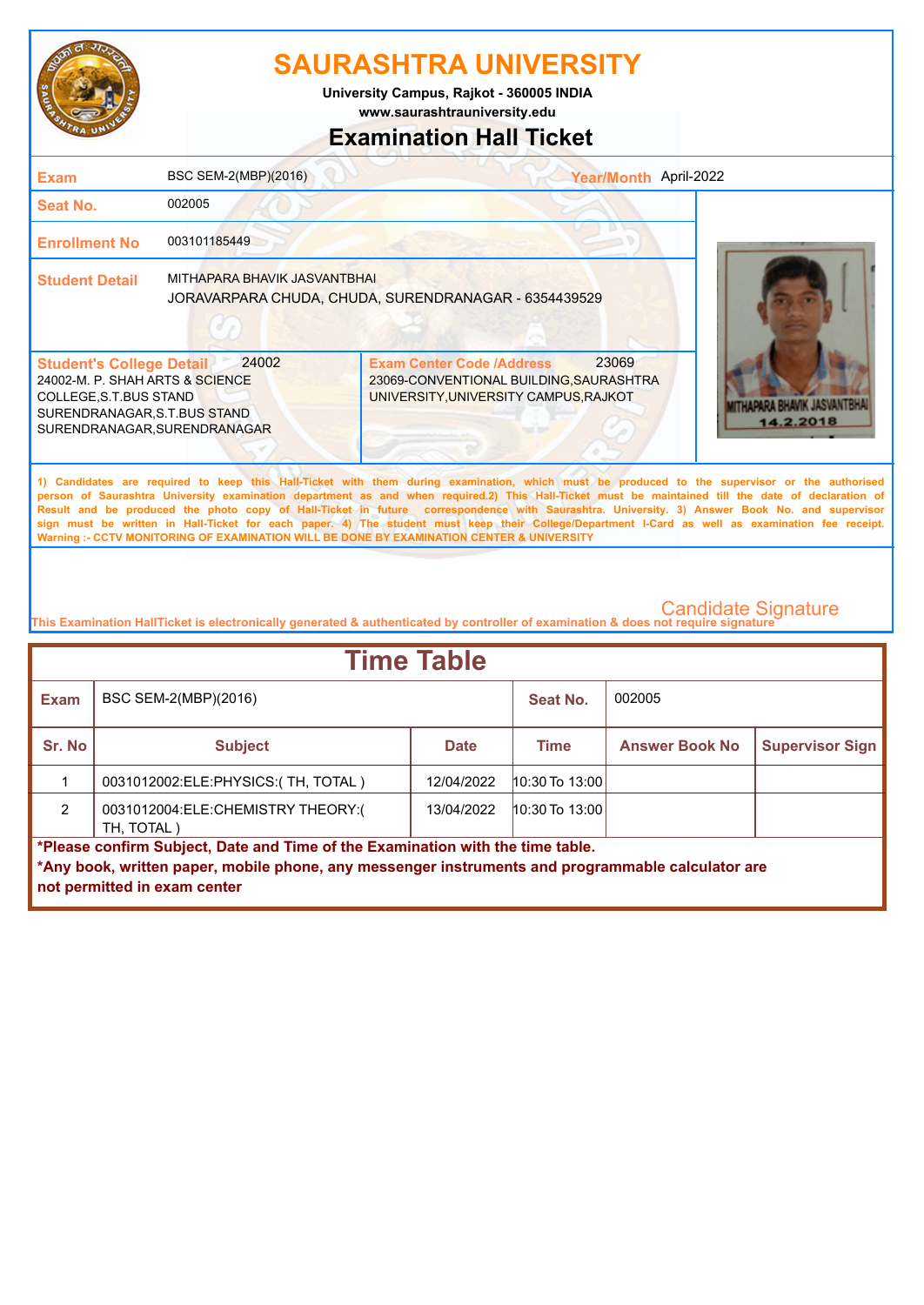# SAURASHTRA UNIVERSITY

**University Campus, Rajkot - 360005 INDIA**
**www.saurashtrauniversity.edu**

## Examination Hall Ticket

| | |
|---|---|
| **Exam** | BSC SEM-2(MBP)(2016) |
| **Year/Month** | April-2022 |
| **Seat No.** | 002005 |
| **Enrollment No** | 003101185449 |
| **Student Detail** | MITHAPARA BHAVIK JASVANTBHAI<br>JORAVARPARA CHUDA, CHUDA, SURENDRANAGAR - 6354439529 |

**Student's College Detail** 24002
24002-M. P. SHAH ARTS & SCIENCE COLLEGE,S.T.BUS STAND SURENDRANAGAR,S.T.BUS STAND SURENDRANAGAR,SURENDRANAGAR

**Exam Center Code /Address** 23069
23069-CONVENTIONAL BUILDING,SAURASHTRA UNIVERSITY,UNIVERSITY CAMPUS,RAJKOT

MITHAPARA BHAVIK JASVANTBHAI
14.2.2018

1) Candidates are required to keep this Hall-Ticket with them during examination, which must be produced to the supervisor or the authorised person of Saurashtra University examination department as and when required.2) This Hall-Ticket must be maintained till the date of declaration of Result and be produced the photo copy of Hall-Ticket in future correspondence with Saurashtra. University. 3) Answer Book No. and supervisor sign must be written in Hall-Ticket for each paper. 4) The student must keep their College/Department I-Card as well as examination fee receipt.
Warning :- CCTV MONITORING OF EXAMINATION WILL BE DONE BY EXAMINATION CENTER & UNIVERSITY

Candidate Signature

This Examination HallTicket is electronically generated & authenticated by controller of examination & does not require signature

## Time Table

| Exam | BSC SEM-2(MBP)(2016) | | Seat No. | 002005 | |
|---|---|---|---|---|---|
| **Sr. No** | **Subject** | **Date** | **Time** | **Answer Book No** | **Supervisor Sign** |
| 1 | 0031012002:ELE:PHYSICS:( TH, TOTAL ) | 12/04/2022 | 10:30 To 13:00 | | |
| 2 | 0031012004:ELE:CHEMISTRY THEORY:( TH, TOTAL ) | 13/04/2022 | 10:30 To 13:00 | | |

**\*Please confirm Subject, Date and Time of the Examination with the time table.**
**\*Any book, written paper, mobile phone, any messenger instruments and programmable calculator are not permitted in exam center**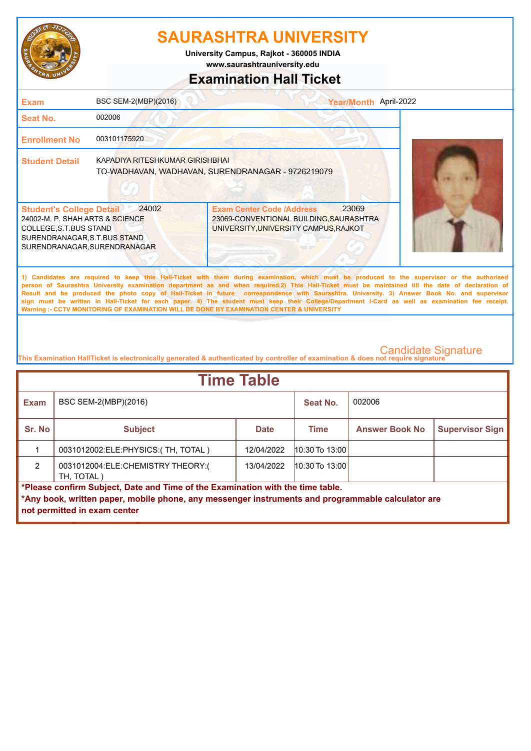# SAURASHTRA UNIVERSITY

University Campus, Rajkot - 360005 INDIA

www.saurashtrauniversity.edu

## Examination Hall Ticket

| | | | |
|---|---|---|---|
| **Exam** | BSC SEM-2(MBP)(2016) | **Year/Month** | April-2022 |
| **Seat No.** | 002006 | | |
| **Enrollment No** | 003101175920 | | |
| **Student Detail** | KAPADIYA RITESHKUMAR GIRISHBHAI<br>TO-WADHAVAN, WADHAVAN, SURENDRANAGAR - 9726219079 | | |

| **Student's College Detail** 24002 | **Exam Center Code /Address** 23069 |
|---|---|
| 24002-M. P. SHAH ARTS & SCIENCE COLLEGE,S.T.BUS STAND SURENDRANAGAR,S.T.BUS STAND SURENDRANAGAR,SURENDRANAGAR | 23069-CONVENTIONAL BUILDING,SAURASHTRA UNIVERSITY,UNIVERSITY CAMPUS,RAJKOT |

1) Candidates are required to keep this Hall-Ticket with them during examination, which must be produced to the supervisor or the authorised person of Saurashtra University examination department as and when required.2) This Hall-Ticket must be maintained till the date of declaration of Result and be produced the photo copy of Hall-Ticket in future correspondence with Saurashtra. University. 3) Answer Book No. and supervisor sign must be written in Hall-Ticket for each paper. 4) The student must keep their College/Department I-Card as well as examination fee receipt.
Warning :- CCTV MONITORING OF EXAMINATION WILL BE DONE BY EXAMINATION CENTER & UNIVERSITY

Candidate Signature

This Examination HallTicket is electronically generated & authenticated by controller of examination & does not require signature

## Time Table

| **Exam** | BSC SEM-2(MBP)(2016) | | **Seat No.** | 002006 | |
|---|---|---|---|---|---|
| **Sr. No** | **Subject** | **Date** | **Time** | **Answer Book No** | **Supervisor Sign** |
| 1 | 0031012002:ELE:PHYSICS:( TH, TOTAL ) | 12/04/2022 | 10:30 To 13:00 | | |
| 2 | 0031012004:ELE:CHEMISTRY THEORY:( TH, TOTAL ) | 13/04/2022 | 10:30 To 13:00 | | |

**\*Please confirm Subject, Date and Time of the Examination with the time table.**

**\*Any book, written paper, mobile phone, any messenger instruments and programmable calculator are not permitted in exam center**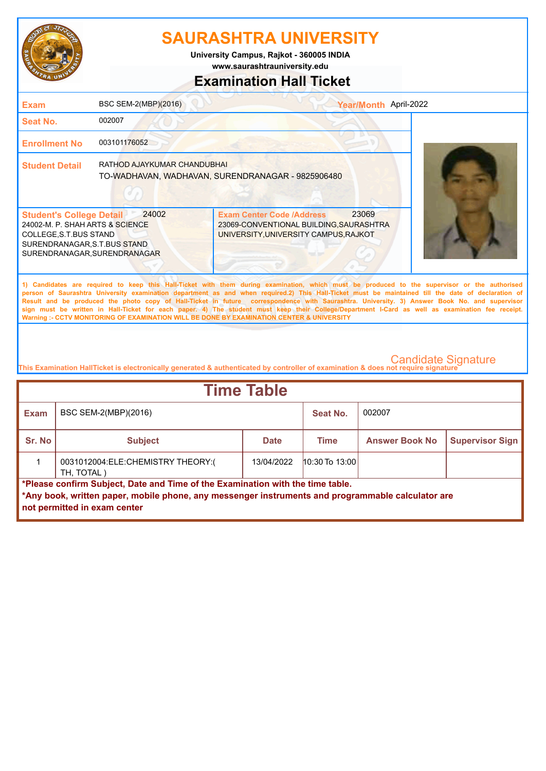# SAURASHTRA UNIVERSITY

**University Campus, Rajkot - 360005 INDIA**
**www.saurashtrauniversity.edu**

## Examination Hall Ticket

| | | | |
|---|---|---|---|
| **Exam** | BSC SEM-2(MBP)(2016) | **Year/Month** | April-2022 |
| **Seat No.** | 002007 | | |
| **Enrollment No** | 003101176052 | | |
| **Student Detail** | RATHOD AJAYKUMAR CHANDUBHAI<br>TO-WADHAVAN, WADHAVAN, SURENDRANAGAR - 9825906480 | | |

| **Student's College Detail** 24002 | **Exam Center Code /Address** 23069 |
|---|---|
| 24002-M. P. SHAH ARTS & SCIENCE COLLEGE,S.T.BUS STAND SURENDRANAGAR,S.T.BUS STAND SURENDRANAGAR,SURENDRANAGAR | 23069-CONVENTIONAL BUILDING,SAURASHTRA UNIVERSITY,UNIVERSITY CAMPUS,RAJKOT |

1) Candidates are required to keep this Hall-Ticket with them during examination, which must be produced to the supervisor or the authorised person of Saurashtra University examination department as and when required.2) This Hall-Ticket must be maintained till the date of declaration of Result and be produced the photo copy of Hall-Ticket in future correspondence with Saurashtra. University. 3) Answer Book No. and supervisor sign must be written in Hall-Ticket for each paper. 4) The student must keep their College/Department I-Card as well as examination fee receipt.
Warning :- CCTV MONITORING OF EXAMINATION WILL BE DONE BY EXAMINATION CENTER & UNIVERSITY

Candidate Signature

This Examination HallTicket is electronically generated & authenticated by controller of examination & does not require signature

## Time Table

| **Exam** | BSC SEM-2(MBP)(2016) | | **Seat No.** | 002007 | |
|---|---|---|---|---|---|
| **Sr. No** | **Subject** | **Date** | **Time** | **Answer Book No** | **Supervisor Sign** |
| 1 | 0031012004:ELE:CHEMISTRY THEORY:( TH, TOTAL ) | 13/04/2022 | 10:30 To 13:00 | | |

**\*Please confirm Subject, Date and Time of the Examination with the time table.**
**\*Any book, written paper, mobile phone, any messenger instruments and programmable calculator are not permitted in exam center**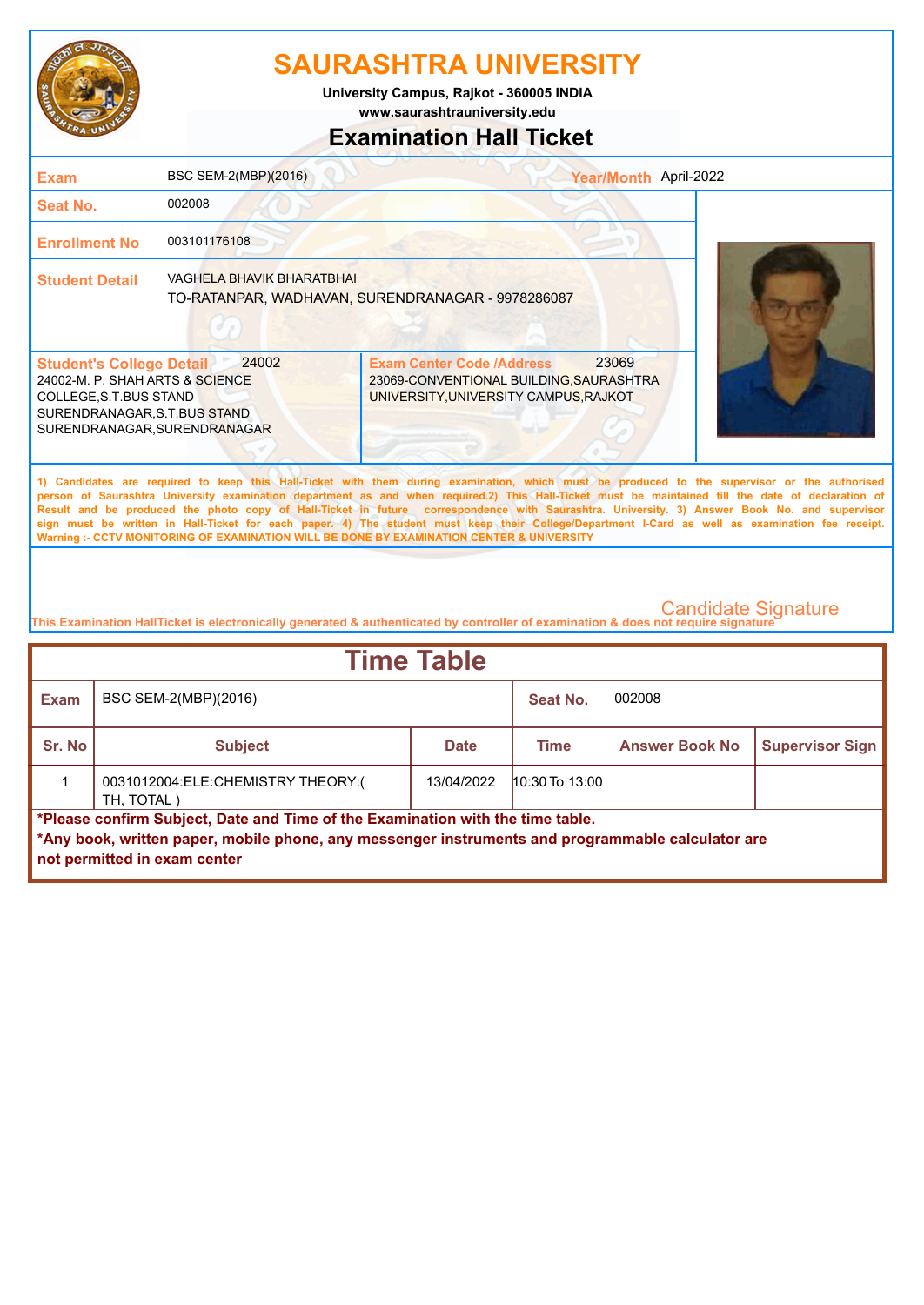# SAURASHTRA UNIVERSITY

**University Campus, Rajkot - 360005 INDIA**
**www.saurashtrauniversity.edu**

## Examination Hall Ticket

| | | | |
|---|---|---|---|
| **Exam** | BSC SEM-2(MBP)(2016) | **Year/Month** | April-2022 |
| **Seat No.** | 002008 | | |
| **Enrollment No** | 003101176108 | | |
| **Student Detail** | VAGHELA BHAVIK BHARATBHAI<br>TO-RATANPAR, WADHAVAN, SURENDRANAGAR - 9978286087 | | |

| **Student's College Detail** 24002 | **Exam Center Code /Address** 23069 |
|---|---|
| 24002-M. P. SHAH ARTS & SCIENCE COLLEGE,S.T.BUS STAND SURENDRANAGAR,S.T.BUS STAND SURENDRANAGAR,SURENDRANAGAR | 23069-CONVENTIONAL BUILDING,SAURASHTRA UNIVERSITY,UNIVERSITY CAMPUS,RAJKOT |

1) Candidates are required to keep this Hall-Ticket with them during examination, which must be produced to the supervisor or the authorised person of Saurashtra University examination department as and when required.2) This Hall-Ticket must be maintained till the date of declaration of Result and be produced the photo copy of Hall-Ticket in future correspondence with Saurashtra. University. 3) Answer Book No. and supervisor sign must be written in Hall-Ticket for each paper. 4) The student must keep their College/Department I-Card as well as examination fee receipt.
Warning :- CCTV MONITORING OF EXAMINATION WILL BE DONE BY EXAMINATION CENTER & UNIVERSITY

Candidate Signature

This Examination HallTicket is electronically generated & authenticated by controller of examination & does not require signature

## Time Table

| Exam | BSC SEM-2(MBP)(2016) | | Seat No. | 002008 | |
|---|---|---|---|---|---|
| **Sr. No** | **Subject** | **Date** | **Time** | **Answer Book No** | **Supervisor Sign** |
| 1 | 0031012004:ELE:CHEMISTRY THEORY:( TH, TOTAL ) | 13/04/2022 | 10:30 To 13:00 | | |

**\*Please confirm Subject, Date and Time of the Examination with the time table.**
**\*Any book, written paper, mobile phone, any messenger instruments and programmable calculator are not permitted in exam center**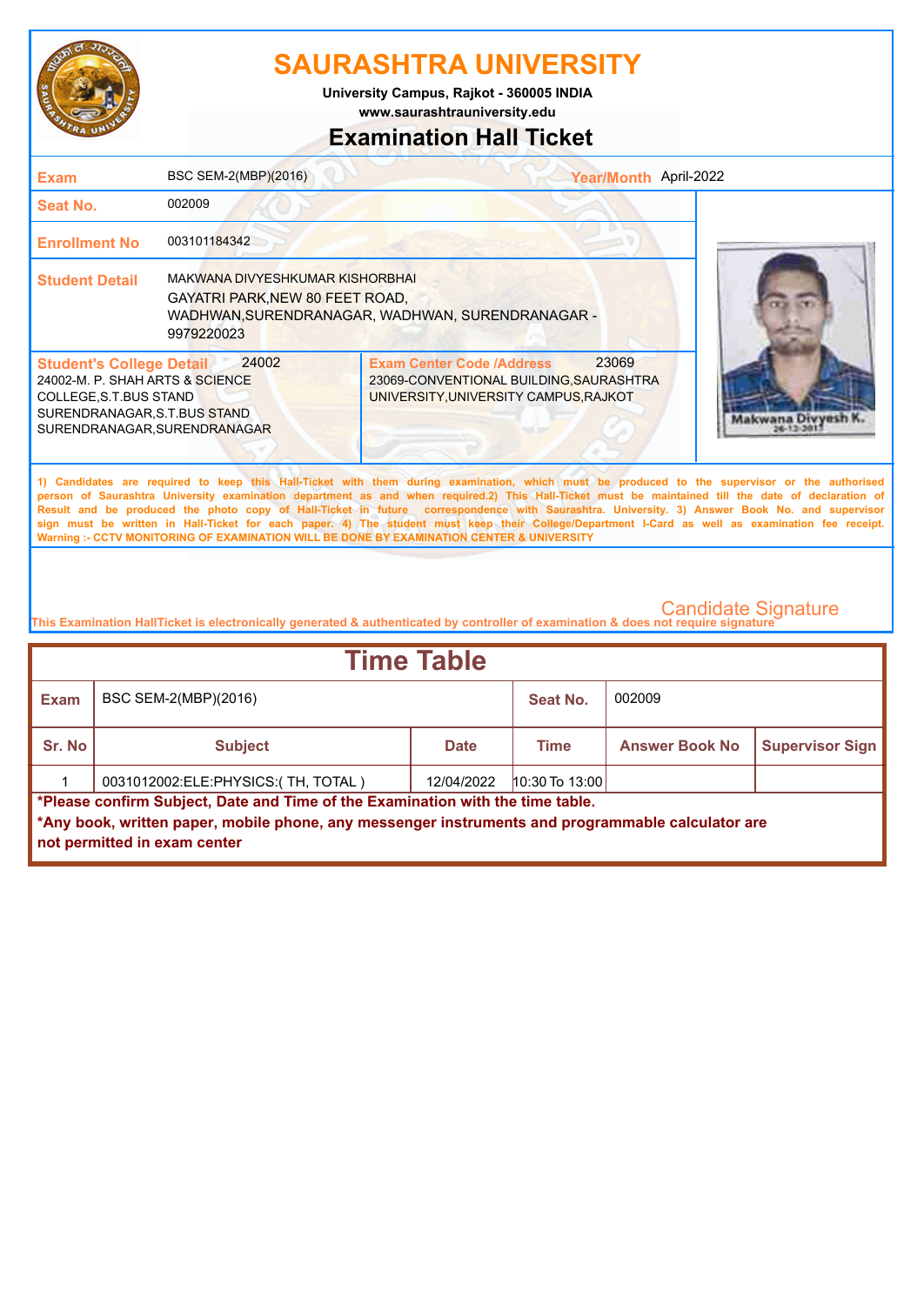# SAURASHTRA UNIVERSITY

**University Campus, Rajkot - 360005 INDIA**

**www.saurashtrauniversity.edu**

## Examination Hall Ticket

| | | | |
|---|---|---|---|
| **Exam** | BSC SEM-2(MBP)(2016) | **Year/Month** | April-2022 |
| **Seat No.** | 002009 | | |
| **Enrollment No** | 003101184342 | | |
| **Student Detail** | MAKWANA DIVYESHKUMAR KISHORBHAI<br>GAYATRI PARK,NEW 80 FEET ROAD,<br>WADHWAN,SURENDRANAGAR, WADHWAN, SURENDRANAGAR - 9979220023 | | |

| | |
|---|---|
| **Student's College Detail** 24002 | **Exam Center Code /Address** 23069 |
| 24002-M. P. SHAH ARTS & SCIENCE COLLEGE,S.T.BUS STAND SURENDRANAGAR,S.T.BUS STAND SURENDRANAGAR,SURENDRANAGAR | 23069-CONVENTIONAL BUILDING,SAURASHTRA UNIVERSITY,UNIVERSITY CAMPUS,RAJKOT |

Makwana Divyesh K.

1) Candidates are required to keep this Hall-Ticket with them during examination, which must be produced to the supervisor or the authorised person of Saurashtra University examination department as and when required.2) This Hall-Ticket must be maintained till the date of declaration of Result and be produced the photo copy of Hall-Ticket in future correspondence with Saurashtra. University. 3) Answer Book No. and supervisor sign must be written in Hall-Ticket for each paper. 4) The student must keep their College/Department I-Card as well as examination fee receipt.
Warning :- CCTV MONITORING OF EXAMINATION WILL BE DONE BY EXAMINATION CENTER & UNIVERSITY

Candidate Signature

This Examination HallTicket is electronically generated & authenticated by controller of examination & does not require signature

## Time Table

| | | | | | |
|---|---|---|---|---|---|
| **Exam** | BSC SEM-2(MBP)(2016) | | **Seat No.** | 002009 | |
| **Sr. No** | **Subject** | **Date** | **Time** | **Answer Book No** | **Supervisor Sign** |
| 1 | 0031012002:ELE:PHYSICS:( TH, TOTAL ) | 12/04/2022 | 10:30 To 13:00 | | |

**\*Please confirm Subject, Date and Time of the Examination with the time table.**

**\*Any book, written paper, mobile phone, any messenger instruments and programmable calculator are not permitted in exam center**